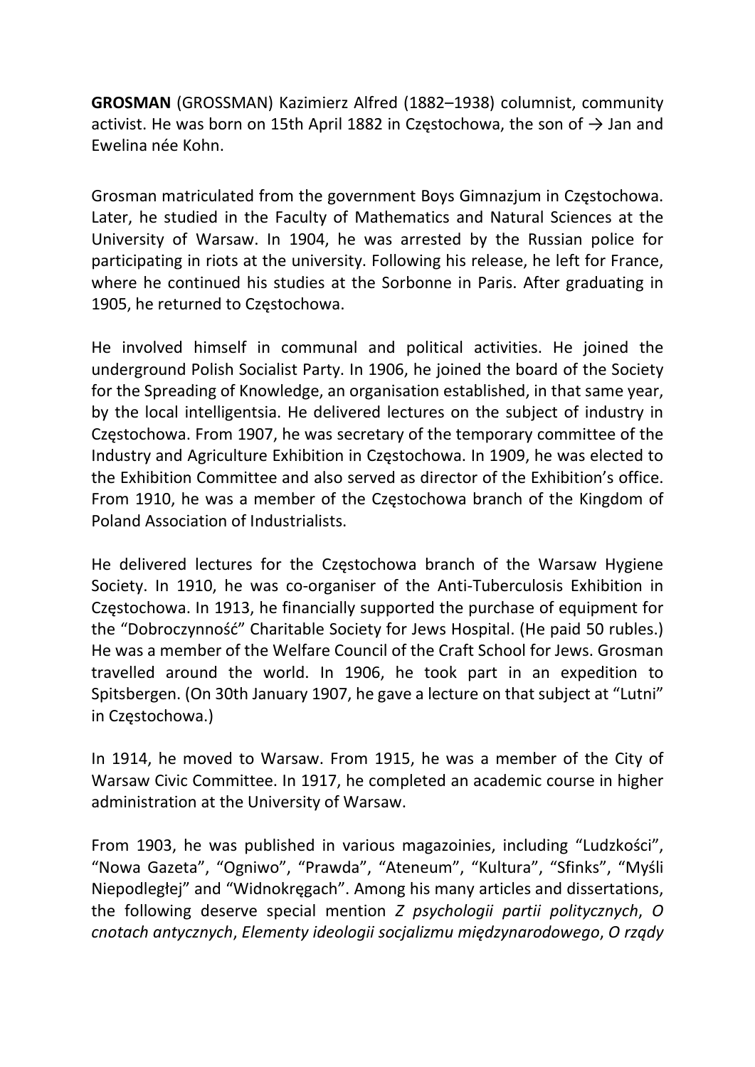**GROSMAN** (GROSSMAN) Kazimierz Alfred (1882–1938) columnist, community activist. He was born on 15th April 1882 in Częstochowa, the son of → Jan and Ewelina née Kohn.

Grosman matriculated from the government Boys Gimnazjum in Częstochowa. Later, he studied in the Faculty of Mathematics and Natural Sciences at the University of Warsaw. In 1904, he was arrested by the Russian police for participating in riots at the university. Following his release, he left for France, where he continued his studies at the Sorbonne in Paris. After graduating in 1905, he returned to Częstochowa.

He involved himself in communal and political activities. He joined the underground Polish Socialist Party. In 1906, he joined the board of the Society for the Spreading of Knowledge, an organisation established, in that same year, by the local intelligentsia. He delivered lectures on the subject of industry in Częstochowa. From 1907, he was secretary of the temporary committee of the Industry and Agriculture Exhibition in Częstochowa. In 1909, he was elected to the Exhibition Committee and also served as director of the Exhibition's office. From 1910, he was a member of the Częstochowa branch of the Kingdom of Poland Association of Industrialists.

He delivered lectures for the Częstochowa branch of the Warsaw Hygiene Society. In 1910, he was co-organiser of the Anti-Tuberculosis Exhibition in Częstochowa. In 1913, he financially supported the purchase of equipment for the "Dobroczynność" Charitable Society for Jews Hospital. (He paid 50 rubles.) He was a member of the Welfare Council of the Craft School for Jews. Grosman travelled around the world. In 1906, he took part in an expedition to Spitsbergen. (On 30th January 1907, he gave a lecture on that subject at "Lutni" in Częstochowa.)

In 1914, he moved to Warsaw. From 1915, he was a member of the City of Warsaw Civic Committee. In 1917, he completed an academic course in higher administration at the University of Warsaw.

From 1903, he was published in various magazoinies, including "Ludzkości", "Nowa Gazeta", "Ogniwo", "Prawda", "Ateneum", "Kultura", "Sfinks", "Myśli Niepodległej" and "Widnokręgach". Among his many articles and dissertations, the following deserve special mention *Z psychologii partii politycznych*, *O cnotach antycznych*, *Elementy ideologii socjalizmu międzynarodowego*, *O rządy*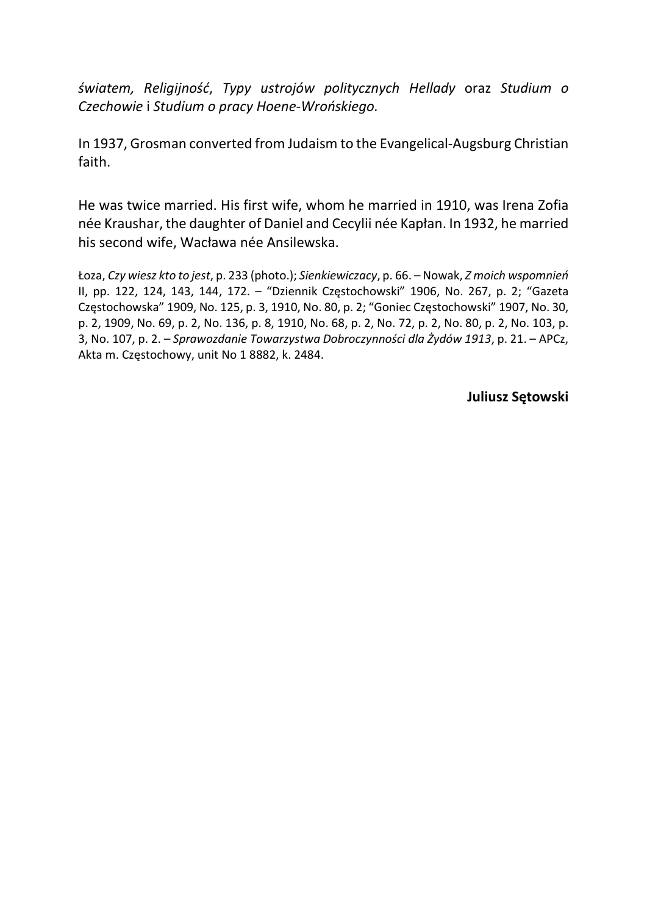*światem, Religijność*, *Typy ustrojów politycznych Hellady* oraz *Studium o Czechowie* i *Studium o pracy Hoene-Wrońskiego.*

In 1937, Grosman converted from Judaism to the Evangelical-Augsburg Christian faith.

He was twice married. His first wife, whom he married in 1910, was Irena Zofia née Kraushar, the daughter of Daniel and Cecylii née Kapłan. In 1932, he married his second wife, Wacława née Ansilewska.

Łoza, *Czy wiesz kto to jest*, p. 233 (photo.); *Sienkiewiczacy*, p. 66. – Nowak, *Z moich wspomnień* II, pp. 122, 124, 143, 144, 172. – "Dziennik Częstochowski" 1906, No. 267, p. 2; "Gazeta Częstochowska" 1909, No. 125, p. 3, 1910, No. 80, p. 2; "Goniec Częstochowski" 1907, No. 30, p. 2, 1909, No. 69, p. 2, No. 136, p. 8, 1910, No. 68, p. 2, No. 72, p. 2, No. 80, p. 2, No. 103, p. 3, No. 107, p. 2. – *Sprawozdanie Towarzystwa Dobroczynności dla Żydów 1913*, p. 21. – APCz, Akta m. Częstochowy, unit No 1 8882, k. 2484.

**Juliusz Sętowski**